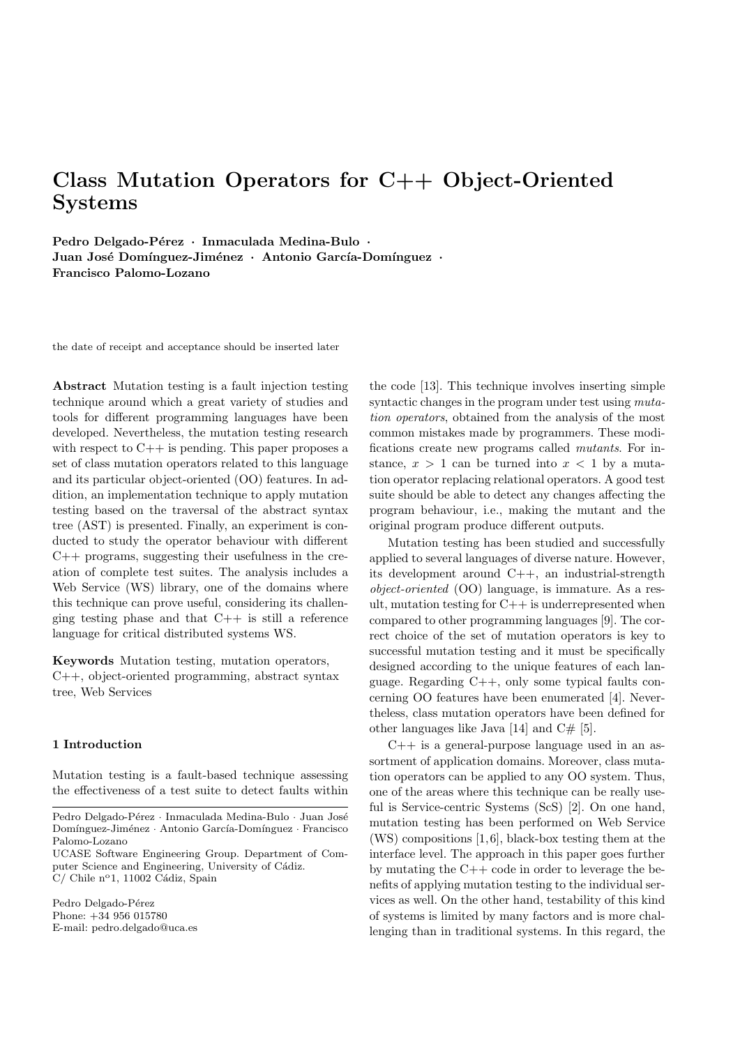# Class Mutation Operators for C++ Object-Oriented Systems

**Pedro Delgado-Pérez · Inmaculada Medina-Bulo · Juan José Domínguez-Jiménez · Antonio García-Domínguez · Francisco Palomo-Lozano**

the date of receipt and acceptance should be inserted later

**Abstract** Mutation testing is a fault injection testing technique around which a great variety of studies and tools for different programming languages have been developed. Nevertheless, the mutation testing research with respect to C++ is pending. This paper proposes a set of class mutation operators related to this language and its particular object-oriented (OO) features. In addition, an implementation technique to apply mutation testing based on the traversal of the abstract syntax tree (AST) is presented. Finally, an experiment is conducted to study the operator behaviour with different C++ programs, suggesting their usefulness in the creation of complete test suites. The analysis includes a Web Service (WS) library, one of the domains where this technique can prove useful, considering its challenging testing phase and that C++ is still a reference language for critical distributed systems WS.

**Keywords** Mutation testing, mutation operators, C++, object-oriented programming, abstract syntax tree, Web Services

Pedro Delgado-Pérez · Inmaculada Medina-Bulo · Juan José Domínguez-Jiménez · Antonio García-Domínguez · Francisco Palomo-Lozano
UCASE Software Engineering Group. Department of Computer Science and Engineering, University of Cádiz.
C/ Chile nº1, 11002 Cádiz, Spain

Pedro Delgado-Pérez
Phone: +34 956 015780
E-mail: pedro.delgado@uca.es

## 1 Introduction

Mutation testing is a fault-based technique assessing the effectiveness of a test suite to detect faults within the code [13]. This technique involves inserting simple syntactic changes in the program under test using *mutation operators*, obtained from the analysis of the most common mistakes made by programmers. These modifications create new programs called *mutants*. For instance, $x > 1$ can be turned into $x < 1$ by a mutation operator replacing relational operators. A good test suite should be able to detect any changes affecting the program behaviour, i.e., making the mutant and the original program produce different outputs.

Mutation testing has been studied and successfully applied to several languages of diverse nature. However, its development around C++, an industrial-strength *object-oriented* (OO) language, is immature. As a result, mutation testing for C++ is underrepresented when compared to other programming languages [9]. The correct choice of the set of mutation operators is key to successful mutation testing and it must be specifically designed according to the unique features of each language. Regarding C++, only some typical faults concerning OO features have been enumerated [4]. Nevertheless, class mutation operators have been defined for other languages like Java [14] and C# [5].

C++ is a general-purpose language used in an assortment of application domains. Moreover, class mutation operators can be applied to any OO system. Thus, one of the areas where this technique can be really useful is Service-centric Systems (ScS) [2]. On one hand, mutation testing has been performed on Web Service (WS) compositions [1,6], black-box testing them at the interface level. The approach in this paper goes further by mutating the C++ code in order to leverage the benefits of applying mutation testing to the individual services as well. On the other hand, testability of this kind of systems is limited by many factors and is more challenging than in traditional systems. In this regard, the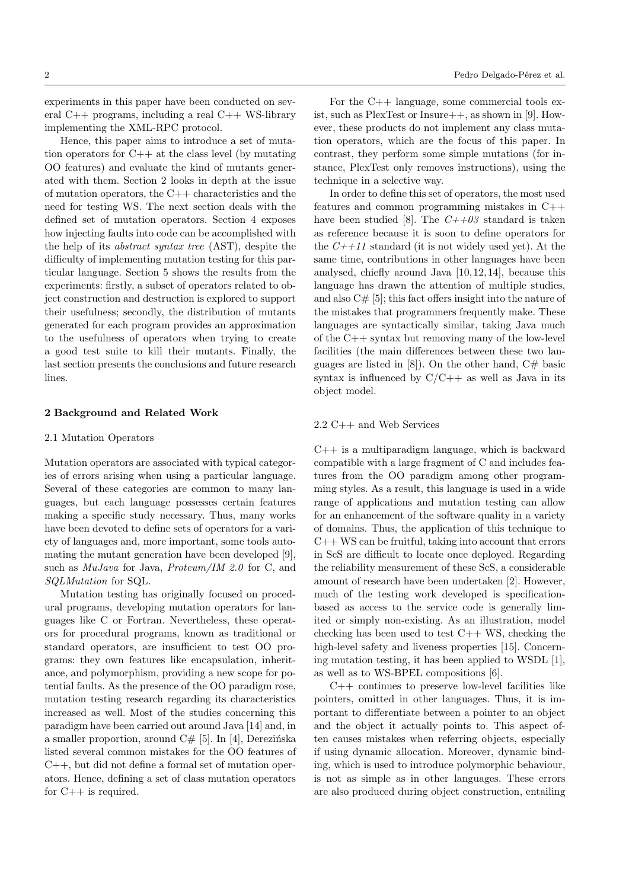experiments in this paper have been conducted on several C++ programs, including a real C++ WS-library implementing the XML-RPC protocol.

Hence, this paper aims to introduce a set of mutation operators for C++ at the class level (by mutating OO features) and evaluate the kind of mutants generated with them. Section 2 looks in depth at the issue of mutation operators, the C++ characteristics and the need for testing WS. The next section deals with the defined set of mutation operators. Section 4 exposes how injecting faults into code can be accomplished with the help of its *abstract syntax tree* (AST), despite the difficulty of implementing mutation testing for this particular language. Section 5 shows the results from the experiments: firstly, a subset of operators related to object construction and destruction is explored to support their usefulness; secondly, the distribution of mutants generated for each program provides an approximation to the usefulness of operators when trying to create a good test suite to kill their mutants. Finally, the last section presents the conclusions and future research lines.

## 2 Background and Related Work

### 2.1 Mutation Operators

Mutation operators are associated with typical categories of errors arising when using a particular language. Several of these categories are common to many languages, but each language possesses certain features making a specific study necessary. Thus, many works have been devoted to define sets of operators for a variety of languages and, more important, some tools automating the mutant generation have been developed [9], such as *MuJava* for Java, *Proteum/IM 2.0* for C, and *SQLMutation* for SQL.

Mutation testing has originally focused on procedural programs, developing mutation operators for languages like C or Fortran. Nevertheless, these operators for procedural programs, known as traditional or standard operators, are insufficient to test OO programs: they own features like encapsulation, inheritance, and polymorphism, providing a new scope for potential faults. As the presence of the OO paradigm rose, mutation testing research regarding its characteristics increased as well. Most of the studies concerning this paradigm have been carried out around Java [14] and, in a smaller proportion, around C# [5]. In [4], Derezińska listed several common mistakes for the OO features of C++, but did not define a formal set of mutation operators. Hence, defining a set of class mutation operators for C++ is required.

For the C++ language, some commercial tools exist, such as PlexTest or Insure++, as shown in [9]. However, these products do not implement any class mutation operators, which are the focus of this paper. In contrast, they perform some simple mutations (for instance, PlexTest only removes instructions), using the technique in a selective way.

In order to define this set of operators, the most used features and common programming mistakes in C++ have been studied [8]. The *C++03* standard is taken as reference because it is soon to define operators for the *C++11* standard (it is not widely used yet). At the same time, contributions in other languages have been analysed, chiefly around Java [10,12,14], because this language has drawn the attention of multiple studies, and also C# [5]; this fact offers insight into the nature of the mistakes that programmers frequently make. These languages are syntactically similar, taking Java much of the C++ syntax but removing many of the low-level facilities (the main differences between these two languages are listed in [8]). On the other hand, C# basic syntax is influenced by C/C++ as well as Java in its object model.

### 2.2 C++ and Web Services

C++ is a multiparadigm language, which is backward compatible with a large fragment of C and includes features from the OO paradigm among other programming styles. As a result, this language is used in a wide range of applications and mutation testing can allow for an enhancement of the software quality in a variety of domains. Thus, the application of this technique to C++ WS can be fruitful, taking into account that errors in ScS are difficult to locate once deployed. Regarding the reliability measurement of these ScS, a considerable amount of research have been undertaken [2]. However, much of the testing work developed is specification-based as access to the service code is generally limited or simply non-existing. As an illustration, model checking has been used to test C++ WS, checking the high-level safety and liveness properties [15]. Concerning mutation testing, it has been applied to WSDL [1], as well as to WS-BPEL compositions [6].

C++ continues to preserve low-level facilities like pointers, omitted in other languages. Thus, it is important to differentiate between a pointer to an object and the object it actually points to. This aspect often causes mistakes when referring objects, especially if using dynamic allocation. Moreover, dynamic binding, which is used to introduce polymorphic behaviour, is not as simple as in other languages. These errors are also produced during object construction, entailing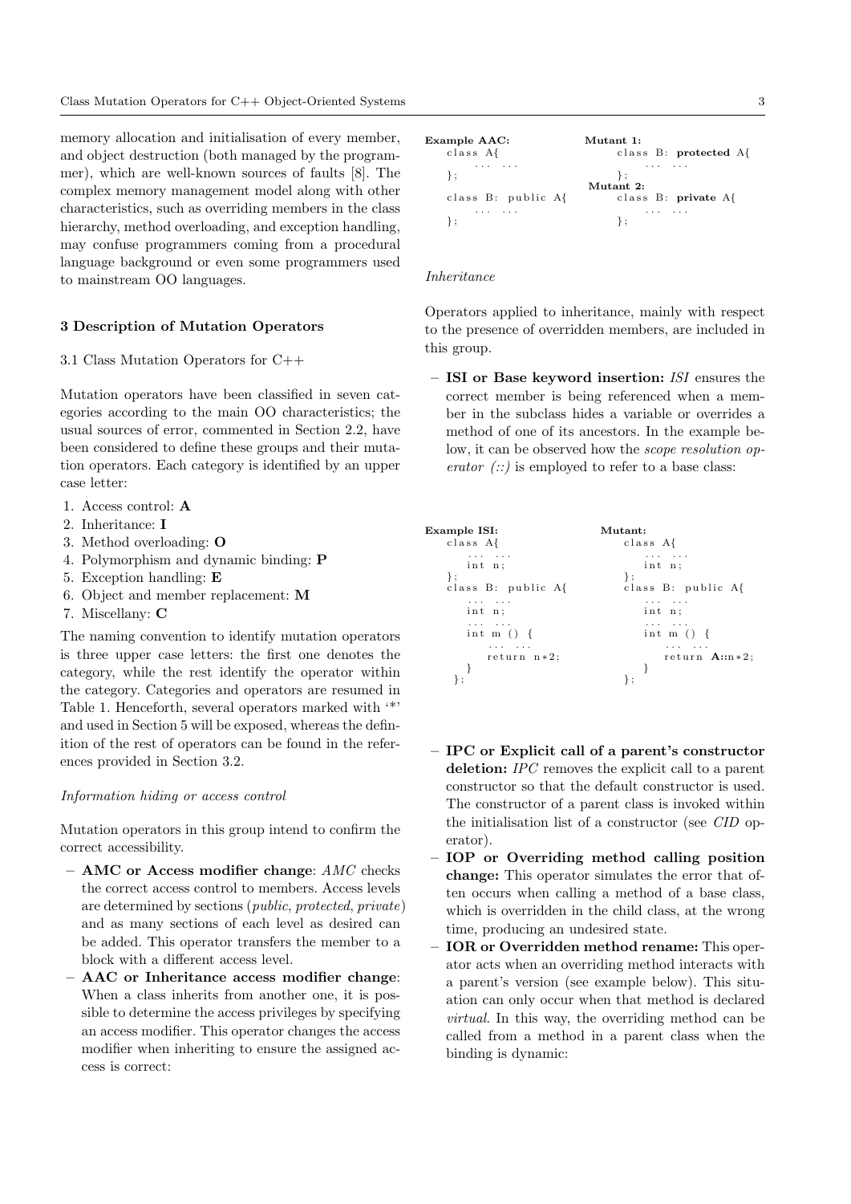memory allocation and initialisation of every member, and object destruction (both managed by the programmer), which are well-known sources of faults [8]. The complex memory management model along with other characteristics, such as overriding members in the class hierarchy, method overloading, and exception handling, may confuse programmers coming from a procedural language background or even some programmers used to mainstream OO languages.

## 3 Description of Mutation Operators

### 3.1 Class Mutation Operators for C++

Mutation operators have been classified in seven categories according to the main OO characteristics; the usual sources of error, commented in Section 2.2, have been considered to define these groups and their mutation operators. Each category is identified by an upper case letter:

1. Access control: **A**
2. Inheritance: **I**
3. Method overloading: **O**
4. Polymorphism and dynamic binding: **P**
5. Exception handling: **E**
6. Object and member replacement: **M**
7. Miscellany: **C**

The naming convention to identify mutation operators is three upper case letters: the first one denotes the category, while the rest identify the operator within the category. Categories and operators are resumed in Table 1. Henceforth, several operators marked with '*' and used in Section 5 will be exposed, whereas the definition of the rest of operators can be found in the references provided in Section 3.2.

*Information hiding or access control*

Mutation operators in this group intend to confirm the correct accessibility.

- **AMC or Access modifier change**: *AMC* checks the correct access control to members. Access levels are determined by sections (*public*, *protected*, *private*) and as many sections of each level as desired can be added. This operator transfers the member to a block with a different access level.
- **AAC or Inheritance access modifier change**: When a class inherits from another one, it is possible to determine the access privileges by specifying an access modifier. This operator changes the access modifier when inheriting to ensure the assigned access is correct:

**Example AAC:**
```
class A{
    ... ...
};
class B: public A{
    ... ...
};
```

**Mutant 1:**
```
class B: protected A{
    ... ...
};
```

**Mutant 2:**
```
class B: private A{
    ... ...
};
```

*Inheritance*

Operators applied to inheritance, mainly with respect to the presence of overridden members, are included in this group.

- **ISI or Base keyword insertion:** *ISI* ensures the correct member is being referenced when a member in the subclass hides a variable or overrides a method of one of its ancestors. In the example below, it can be observed how the *scope resolution operator (::)* is employed to refer to a base class:

**Example ISI:**
```
class A{
    ... ...
    int n;
};
class B: public A{
    ... ...
    int n;
    ... ...
    int m () {
        ... ...
        return n*2;
    }
};
```

**Mutant:**
```
class A{
    ... ...
    int n;
};
class B: public A{
    ... ...
    int n;
    ... ...
    int m () {
        ... ...
        return A::n*2;
    }
};
```

- **IPC or Explicit call of a parent's constructor deletion:** *IPC* removes the explicit call to a parent constructor so that the default constructor is used. The constructor of a parent class is invoked within the initialisation list of a constructor (see *CID* operator).
- **IOP or Overriding method calling position change:** This operator simulates the error that often occurs when calling a method of a base class, which is overridden in the child class, at the wrong time, producing an undesired state.
- **IOR or Overridden method rename:** This operator acts when an overriding method interacts with a parent's version (see example below). This situation can only occur when that method is declared *virtual*. In this way, the overriding method can be called from a method in a parent class when the binding is dynamic: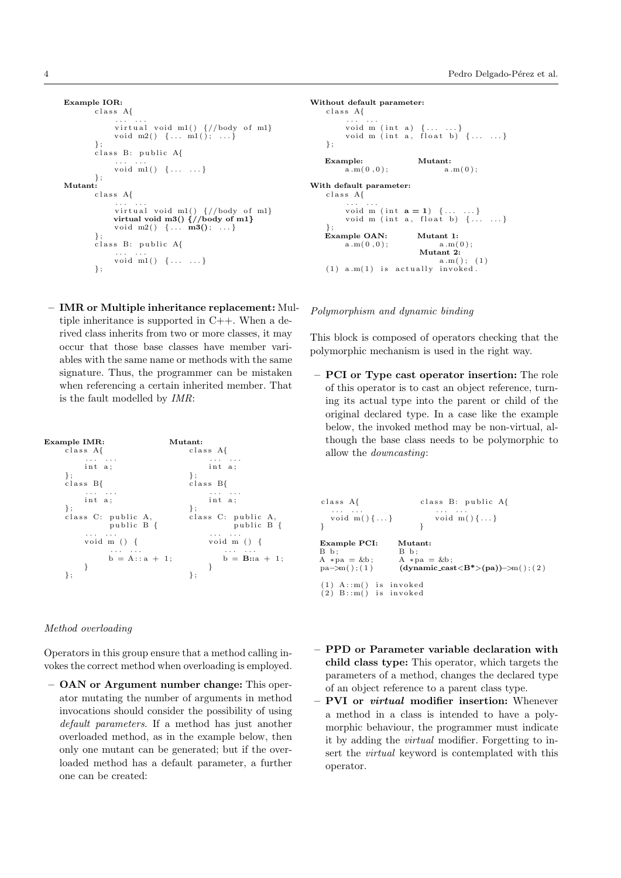**Example IOR:**

```
class A{
    ... ...
    virtual void m1() {//body of m1}
    void m2() {... m1(); ...}
};
class B: public A{
    ... ...
    void m1() {... ...}
};
```

**Mutant:**

```
class A{
    ... ...
    virtual void m1() {//body of m1}
    virtual void m3() {//body of m1}
    void m2() {... m3(); ...}
};
class B: public A{
    ... ...
    void m1() {... ...}
};
```

– **IMR or Multiple inheritance replacement:** Multiple inheritance is supported in C++. When a derived class inherits from two or more classes, it may occur that those base classes have member variables with the same name or methods with the same signature. Thus, the programmer can be mistaken when referencing a certain inherited member. That is the fault modelled by *IMR*:

**Example IMR:**

```
class A{
    ... ...
    int a;
};
class B{
    ... ...
    int a;
};
class C: public A,
         public B {
    ... ...
    void m () {
        ... ...
        b = A::a + 1;
    }
};
```

**Mutant:**

```
class A{
    ... ...
    int a;
};
class B{
    ... ...
    int a;
};
class C: public A,
         public B {
    ... ...
    void m () {
        ... ...
        b = B::a + 1;
    }
};
```

*Method overloading*

Operators in this group ensure that a method calling invokes the correct method when overloading is employed.

– **OAN or Argument number change:** This operator mutating the number of arguments in method invocations should consider the possibility of using *default parameters*. If a method has just another overloaded method, as in the example below, then only one mutant can be generated; but if the overloaded method has a default parameter, a further one can be created:

**Without default parameter:**

```
class A{
    ... ...
    void m (int a) {... ...}
    void m (int a, float b) {... ...}
};
```

**Example:** `a.m(0,0);` **Mutant:** `a.m(0);`

**With default parameter:**

```
class A{
    ... ...
    void m (int a = 1) {... ...}
    void m (int a, float b) {... ...}
};
```

**Example OAN:** `a.m(0,0);` **Mutant 1:** `a.m(0);` **Mutant 2:** `a.m(); (1)`

(1) a.m(1) is actually invoked.

*Polymorphism and dynamic binding*

This block is composed of operators checking that the polymorphic mechanism is used in the right way.

– **PCI or Type cast operator insertion:** The role of this operator is to cast an object reference, turning its actual type into the parent or child of the original declared type. In a case like the example below, the invoked method may be non-virtual, although the base class needs to be polymorphic to allow the *downcasting*:

```
class A{                 class B: public A{
  ... ...                  ... ...
  void m(){...}            void m(){...}
}                        }
```

**Example PCI:**

```
B b;
A *pa = &b;
pa->m();(1)
```

**Mutant:**

```
B b;
A *pa = &b;
(dynamic_cast<B*>(pa))->m();(2)
```

(1) A::m() is invoked
(2) B::m() is invoked

– **PPD or Parameter variable declaration with child class type:** This operator, which targets the parameters of a method, changes the declared type of an object reference to a parent class type.

– **PVI or *virtual* modifier insertion:** Whenever a method in a class is intended to have a polymorphic behaviour, the programmer must indicate it by adding the *virtual* modifier. Forgetting to insert the *virtual* keyword is contemplated with this operator.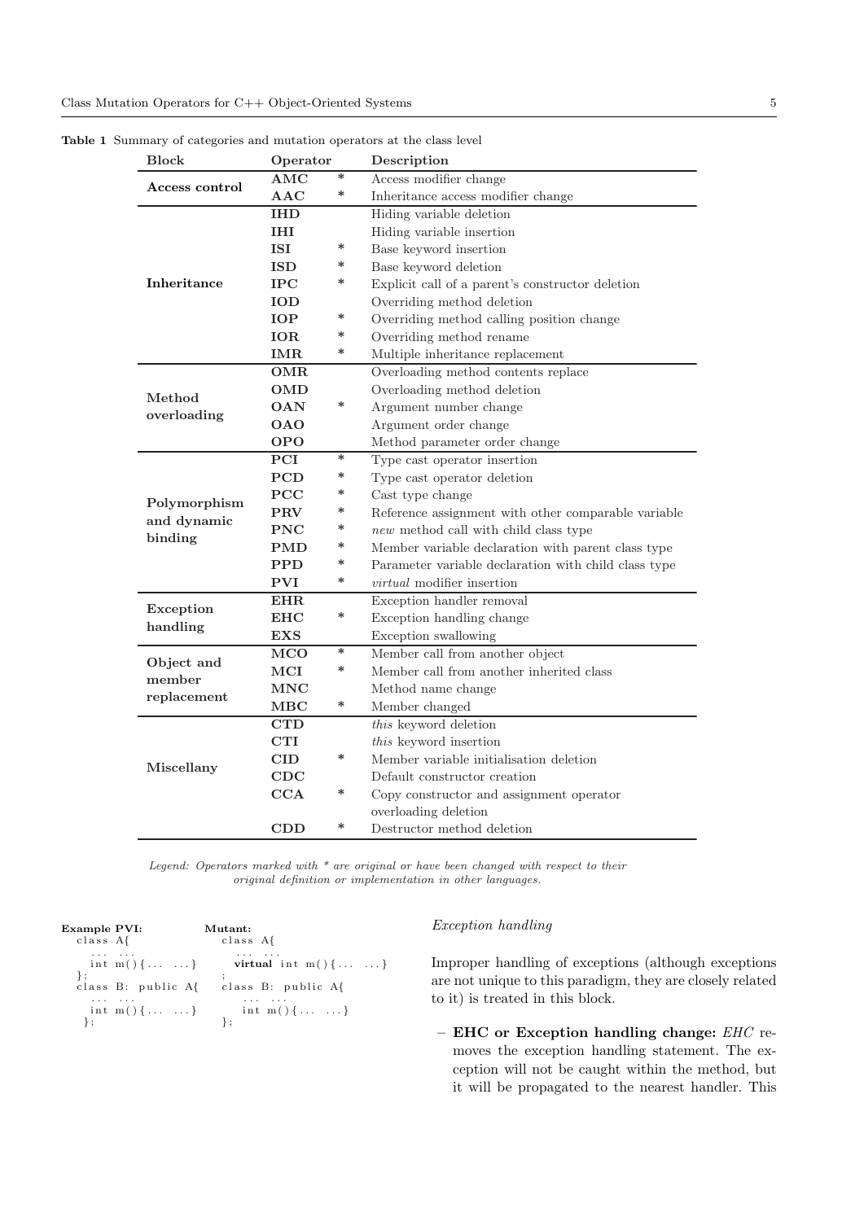**Table 1** Summary of categories and mutation operators at the class level

| Block | Operator | | Description |
|---|---|---|---|
| **Access control** | **AMC** | * | Access modifier change |
| | **AAC** | * | Inheritance access modifier change |
| **Inheritance** | **IHD** | | Hiding variable deletion |
| | **IHI** | | Hiding variable insertion |
| | **ISI** | * | Base keyword insertion |
| | **ISD** | * | Base keyword deletion |
| | **IPC** | * | Explicit call of a parent's constructor deletion |
| | **IOD** | | Overriding method deletion |
| | **IOP** | * | Overriding method calling position change |
| | **IOR** | * | Overriding method rename |
| | **IMR** | * | Multiple inheritance replacement |
| **Method overloading** | **OMR** | | Overloading method contents replace |
| | **OMD** | | Overloading method deletion |
| | **OAN** | * | Argument number change |
| | **OAO** | | Argument order change |
| | **OPO** | | Method parameter order change |
| **Polymorphism and dynamic binding** | **PCI** | * | Type cast operator insertion |
| | **PCD** | * | Type cast operator deletion |
| | **PCC** | * | Cast type change |
| | **PRV** | * | Reference assignment with other comparable variable |
| | **PNC** | * | *new* method call with child class type |
| | **PMD** | * | Member variable declaration with parent class type |
| | **PPD** | * | Parameter variable declaration with child class type |
| | **PVI** | * | *virtual* modifier insertion |
| **Exception handling** | **EHR** | | Exception handler removal |
| | **EHC** | * | Exception handling change |
| | **EXS** | | Exception swallowing |
| **Object and member replacement** | **MCO** | * | Member call from another object |
| | **MCI** | * | Member call from another inherited class |
| | **MNC** | | Method name change |
| | **MBC** | * | Member changed |
| **Miscellany** | **CTD** | | *this* keyword deletion |
| | **CTI** | | *this* keyword insertion |
| | **CID** | * | Member variable initialisation deletion |
| | **CDC** | | Default constructor creation |
| | **CCA** | * | Copy constructor and assignment operator overloading deletion |
| | **CDD** | * | Destructor method deletion |

*Legend: Operators marked with * are original or have been changed with respect to their original definition or implementation in other languages.*

**Example PVI:**
```
class A{
  ... ...
  int m(){... ...}
};
class B: public A{
  ... ...
  int m(){... ...}
 };
```

**Mutant:**
```
class A{
  ... ...
  virtual int m(){... ...}
;
class B: public A{
  ... ...
  int m(){... ...}
};
```

*Exception handling*

Improper handling of exceptions (although exceptions are not unique to this paradigm, they are closely related to it) is treated in this block.

– **EHC or Exception handling change:** *EHC* removes the exception handling statement. The exception will not be caught within the method, but it will be propagated to the nearest handler. This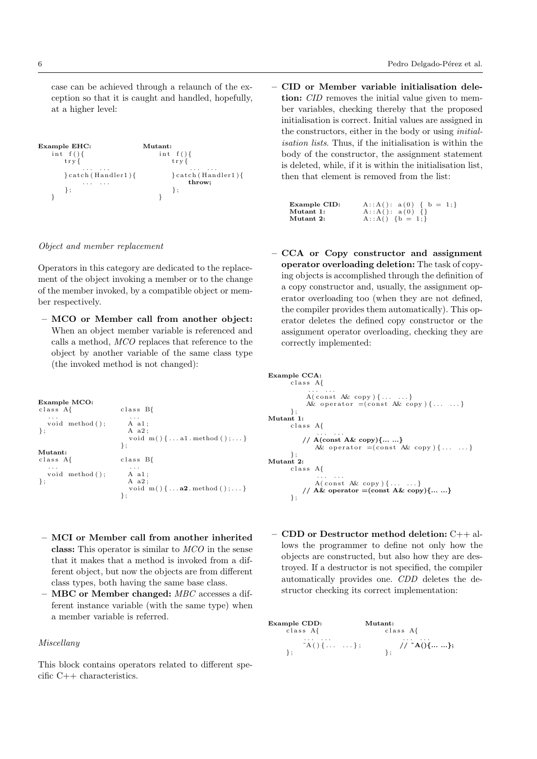case can be achieved through a relaunch of the exception so that it is caught and handled, hopefully, at a higher level:

```
Example EHC:                 Mutant:
  int f(){                     int f(){
    try{                         try{
      ... ...                      ... ...
    }catch(Handler1){            }catch(Handler1){
      ... ...                      throw;
    };                           };
  }                            }
```

*Object and member replacement*

Operators in this category are dedicated to the replacement of the object invoking a member or to the change of the member invoked, by a compatible object or member respectively.

– **MCO or Member call from another object:** When an object member variable is referenced and calls a method, *MCO* replaces that reference to the object by another variable of the same class type (the invoked method is not changed):

```
Example MCO:
class A{                 class B{
  ...                      ...
  void method();           A a1;
};                         A a2;
                           void m(){...a1.method();...}
                         };
Mutant:
class A{                 class B{
  ...                      ...
  void method();           A a1;
};                         A a2;
                           void m(){...a2.method();...}
                         };
```

– **MCI or Member call from another inherited class:** This operator is similar to *MCO* in the sense that it makes that a method is invoked from a different object, but now the objects are from different class types, both having the same base class.
– **MBC or Member changed:** *MBC* accesses a different instance variable (with the same type) when a member variable is referred.

*Miscellany*

This block contains operators related to different specific C++ characteristics.

– **CID or Member variable initialisation deletion:** *CID* removes the initial value given to member variables, checking thereby that the proposed initialisation is correct. Initial values are assigned in the constructors, either in the body or using *initialisation lists*. Thus, if the initialisation is within the body of the constructor, the assignment statement is deleted, while, if it is within the initialisation list, then that element is removed from the list:

```
Example CID:     A::A(): a(0) { b = 1;}
Mutant 1:        A::A(): a(0) {}
Mutant 2:        A::A() {b = 1;}
```

– **CCA or Copy constructor and assignment operator overloading deletion:** The task of copying objects is accomplished through the definition of a copy constructor and, usually, the assignment operator overloading too (when they are not defined, the compiler provides them automatically). This operator deletes the defined copy constructor or the assignment operator overloading, checking they are correctly implemented:

```
Example CCA:
    class A{
        ... ...
        A(const A& copy){... ...}
        A& operator =(const A& copy){... ...}
    };
Mutant 1:
    class A{
        ... ...
        // A(const A& copy){... ...}
        A& operator =(const A& copy){... ...}
    };
Mutant 2:
    class A{
        ... ...
        A(const A& copy){... ...}
        // A& operator =(const A& copy){... ...}
    };
```

– **CDD or Destructor method deletion:** C++ allows the programmer to define not only how the objects are constructed, but also how they are destroyed. If a destructor is not specified, the compiler automatically provides one. *CDD* deletes the destructor checking its correct implementation:

```
Example CDD:              Mutant:
  class A{                  class A{
    ... ...                   ... ...
    ~A(){... ...};            // ~A(){... ...};
  };                        };
```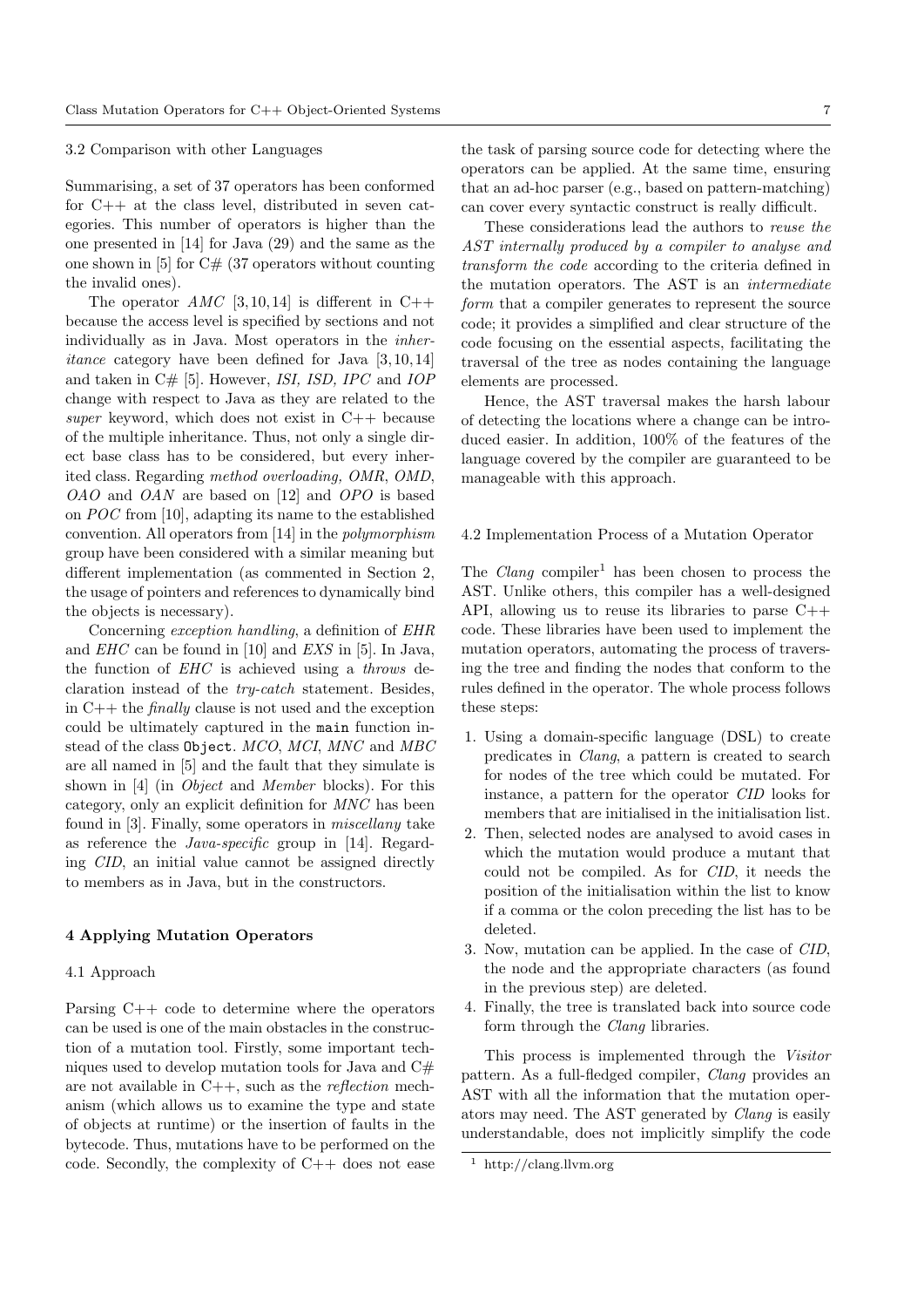### 3.2 Comparison with other Languages

Summarising, a set of 37 operators has been conformed for C++ at the class level, distributed in seven categories. This number of operators is higher than the one presented in [14] for Java (29) and the same as the one shown in [5] for C# (37 operators without counting the invalid ones).

The operator *AMC* [3,10,14] is different in C++ because the access level is specified by sections and not individually as in Java. Most operators in the *inheritance* category have been defined for Java [3,10,14] and taken in C# [5]. However, *ISI, ISD, IPC* and *IOP* change with respect to Java as they are related to the *super* keyword, which does not exist in C++ because of the multiple inheritance. Thus, not only a single direct base class has to be considered, but every inherited class. Regarding *method overloading, OMR*, *OMD*, *OAO* and *OAN* are based on [12] and *OPO* is based on *POC* from [10], adapting its name to the established convention. All operators from [14] in the *polymorphism* group have been considered with a similar meaning but different implementation (as commented in Section 2, the usage of pointers and references to dynamically bind the objects is necessary).

Concerning *exception handling*, a definition of *EHR* and *EHC* can be found in [10] and *EXS* in [5]. In Java, the function of *EHC* is achieved using a *throws* declaration instead of the *try-catch* statement. Besides, in C++ the *finally* clause is not used and the exception could be ultimately captured in the `main` function instead of the class `Object`. *MCO*, *MCI*, *MNC* and *MBC* are all named in [5] and the fault that they simulate is shown in [4] (in *Object* and *Member* blocks). For this category, only an explicit definition for *MNC* has been found in [3]. Finally, some operators in *miscellany* take as reference the *Java-specific* group in [14]. Regarding *CID*, an initial value cannot be assigned directly to members as in Java, but in the constructors.

## 4 Applying Mutation Operators

### 4.1 Approach

Parsing C++ code to determine where the operators can be used is one of the main obstacles in the construction of a mutation tool. Firstly, some important techniques used to develop mutation tools for Java and C# are not available in C++, such as the *reflection* mechanism (which allows us to examine the type and state of objects at runtime) or the insertion of faults in the bytecode. Thus, mutations have to be performed on the code. Secondly, the complexity of C++ does not ease the task of parsing source code for detecting where the operators can be applied. At the same time, ensuring that an ad-hoc parser (e.g., based on pattern-matching) can cover every syntactic construct is really difficult.

These considerations lead the authors to *reuse the AST internally produced by a compiler to analyse and transform the code* according to the criteria defined in the mutation operators. The AST is an *intermediate form* that a compiler generates to represent the source code; it provides a simplified and clear structure of the code focusing on the essential aspects, facilitating the traversal of the tree as nodes containing the language elements are processed.

Hence, the AST traversal makes the harsh labour of detecting the locations where a change can be introduced easier. In addition, 100% of the features of the language covered by the compiler are guaranteed to be manageable with this approach.

### 4.2 Implementation Process of a Mutation Operator

The *Clang* compiler[1] has been chosen to process the AST. Unlike others, this compiler has a well-designed API, allowing us to reuse its libraries to parse C++ code. These libraries have been used to implement the mutation operators, automating the process of traversing the tree and finding the nodes that conform to the rules defined in the operator. The whole process follows these steps:

1. Using a domain-specific language (DSL) to create predicates in *Clang*, a pattern is created to search for nodes of the tree which could be mutated. For instance, a pattern for the operator *CID* looks for members that are initialised in the initialisation list.
2. Then, selected nodes are analysed to avoid cases in which the mutation would produce a mutant that could not be compiled. As for *CID*, it needs the position of the initialisation within the list to know if a comma or the colon preceding the list has to be deleted.
3. Now, mutation can be applied. In the case of *CID*, the node and the appropriate characters (as found in the previous step) are deleted.
4. Finally, the tree is translated back into source code form through the *Clang* libraries.

This process is implemented through the *Visitor* pattern. As a full-fledged compiler, *Clang* provides an AST with all the information that the mutation operators may need. The AST generated by *Clang* is easily understandable, does not implicitly simplify the code

[1] http://clang.llvm.org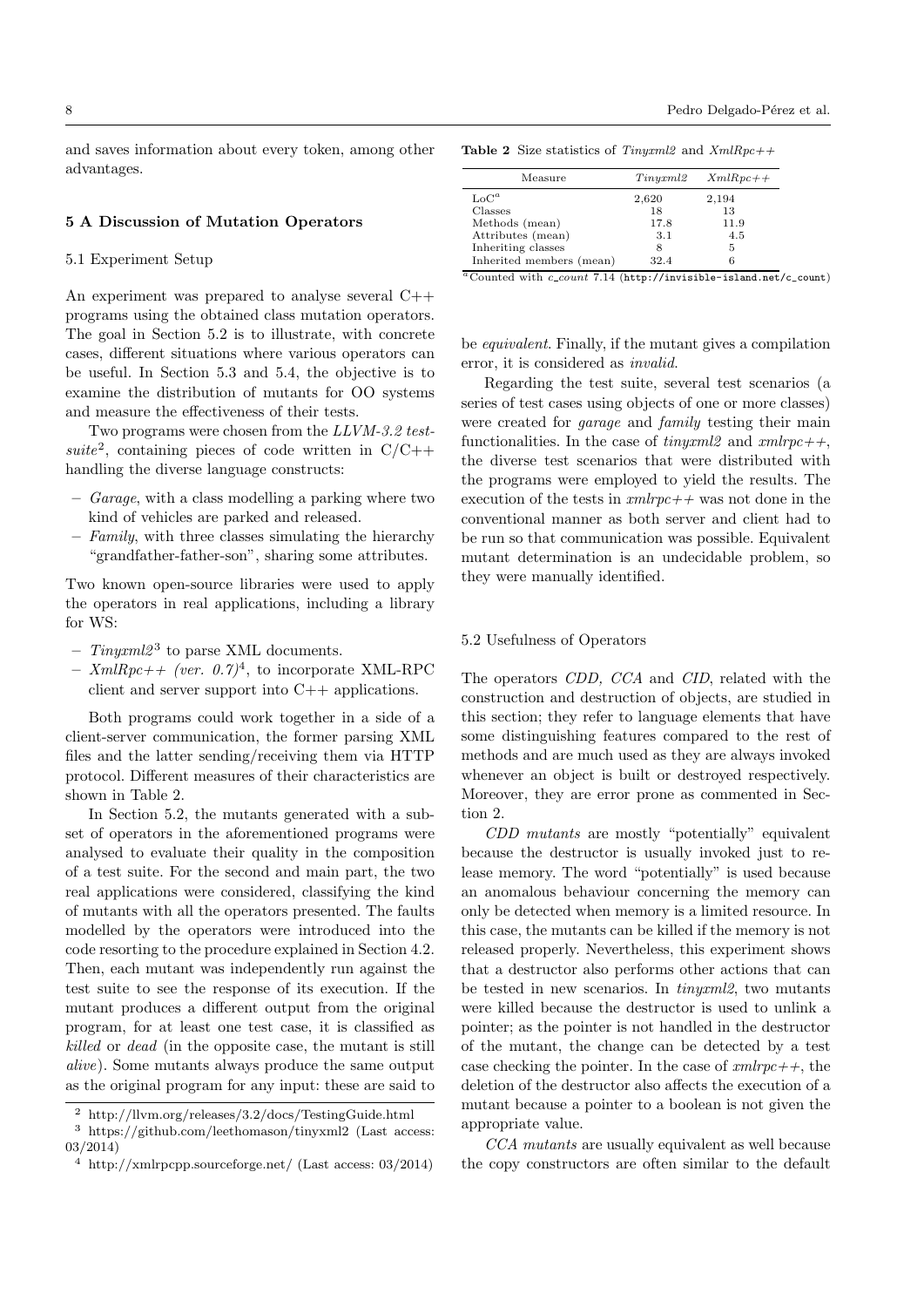and saves information about every token, among other advantages.

## 5 A Discussion of Mutation Operators

### 5.1 Experiment Setup

An experiment was prepared to analyse several C++ programs using the obtained class mutation operators. The goal in Section 5.2 is to illustrate, with concrete cases, different situations where various operators can be useful. In Section 5.3 and 5.4, the objective is to examine the distribution of mutants for OO systems and measure the effectiveness of their tests.

Two programs were chosen from the *LLVM-3.2 test-suite*[2], containing pieces of code written in C/C++ handling the diverse language constructs:

- *Garage*, with a class modelling a parking where two kind of vehicles are parked and released.
- *Family*, with three classes simulating the hierarchy "grandfather-father-son", sharing some attributes.

Two known open-source libraries were used to apply the operators in real applications, including a library for WS:

- *Tinyxml2*[3] to parse XML documents.
- *XmlRpc++ (ver. 0.7)*[4], to incorporate XML-RPC client and server support into C++ applications.

Both programs could work together in a side of a client-server communication, the former parsing XML files and the latter sending/receiving them via HTTP protocol. Different measures of their characteristics are shown in Table 2.

In Section 5.2, the mutants generated with a subset of operators in the aforementioned programs were analysed to evaluate their quality in the composition of a test suite. For the second and main part, the two real applications were considered, classifying the kind of mutants with all the operators presented. The faults modelled by the operators were introduced into the code resorting to the procedure explained in Section 4.2. Then, each mutant was independently run against the test suite to see the response of its execution. If the mutant produces a different output from the original program, for at least one test case, it is classified as *killed* or *dead* (in the opposite case, the mutant is still *alive*). Some mutants always produce the same output as the original program for any input: these are said to be *equivalent*. Finally, if the mutant gives a compilation error, it is considered as *invalid*.

**Table 2** Size statistics of *Tinyxml2* and *XmlRpc++*

| Measure | *Tinyxml2* | *XmlRpc++* |
|---|---|---|
| LoC[a] | 2,620 | 2,194 |
| Classes | 18 | 13 |
| Methods (mean) | 17.8 | 11.9 |
| Attributes (mean) | 3.1 | 4.5 |
| Inheriting classes | 8 | 5 |
| Inherited members (mean) | 32.4 | 6 |

[a] Counted with *c_count* 7.14 (http://invisible-island.net/c_count)

Regarding the test suite, several test scenarios (a series of test cases using objects of one or more classes) were created for *garage* and *family* testing their main functionalities. In the case of *tinyxml2* and *xmlrpc++*, the diverse test scenarios that were distributed with the programs were employed to yield the results. The execution of the tests in *xmlrpc++* was not done in the conventional manner as both server and client had to be run so that communication was possible. Equivalent mutant determination is an undecidable problem, so they were manually identified.

### 5.2 Usefulness of Operators

The operators *CDD*, *CCA* and *CID*, related with the construction and destruction of objects, are studied in this section; they refer to language elements that have some distinguishing features compared to the rest of methods and are much used as they are always invoked whenever an object is built or destroyed respectively. Moreover, they are error prone as commented in Section 2.

*CDD mutants* are mostly "potentially" equivalent because the destructor is usually invoked just to release memory. The word "potentially" is used because an anomalous behaviour concerning the memory can only be detected when memory is a limited resource. In this case, the mutants can be killed if the memory is not released properly. Nevertheless, this experiment shows that a destructor also performs other actions that can be tested in new scenarios. In *tinyxml2*, two mutants were killed because the destructor is used to unlink a pointer; as the pointer is not handled in the destructor of the mutant, the change can be detected by a test case checking the pointer. In the case of *xmlrpc++*, the deletion of the destructor also affects the execution of a mutant because a pointer to a boolean is not given the appropriate value.

*CCA mutants* are usually equivalent as well because the copy constructors are often similar to the default

[2] http://llvm.org/releases/3.2/docs/TestingGuide.html

[3] https://github.com/leethomason/tinyxml2 (Last access: 03/2014)

[4] http://xmlrpcpp.sourceforge.net/ (Last access: 03/2014)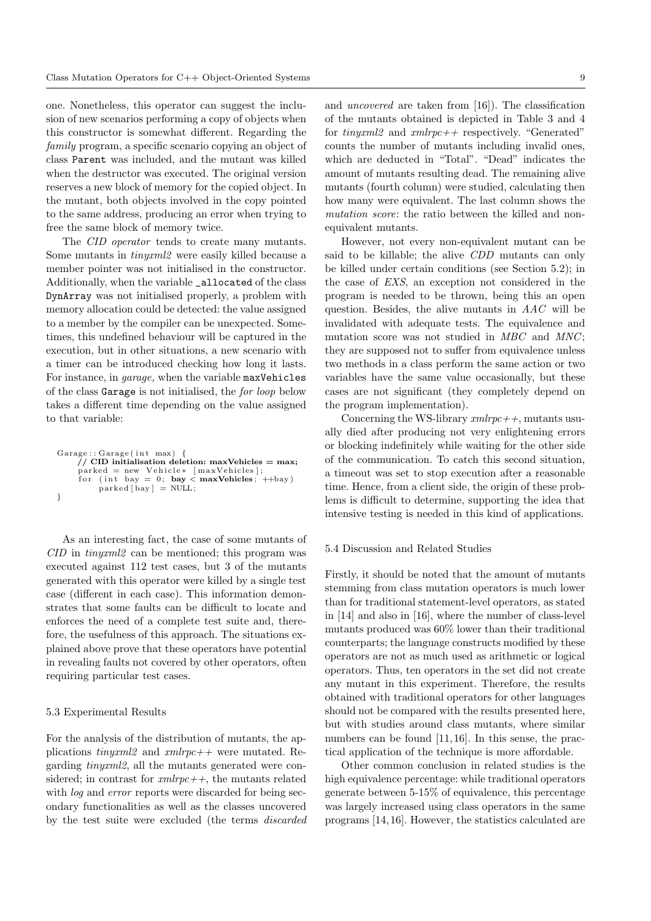one. Nonetheless, this operator can suggest the inclusion of new scenarios performing a copy of objects when this constructor is somewhat different. Regarding the *family* program, a specific scenario copying an object of class `Parent` was included, and the mutant was killed when the destructor was executed. The original version reserves a new block of memory for the copied object. In the mutant, both objects involved in the copy pointed to the same address, producing an error when trying to free the same block of memory twice.

The *CID operator* tends to create many mutants. Some mutants in *tinyxml2* were easily killed because a member pointer was not initialised in the constructor. Additionally, when the variable `_allocated` of the class `DynArray` was not initialised properly, a problem with memory allocation could be detected: the value assigned to a member by the compiler can be unexpected. Sometimes, this undefined behaviour will be captured in the execution, but in other situations, a new scenario with a timer can be introduced checking how long it lasts. For instance, in *garage,* when the variable `maxVehicles` of the class `Garage` is not initialised, the *for loop* below takes a different time depending on the value assigned to that variable:

```
Garage::Garage(int max) {
    // CID initialisation deletion: maxVehicles = max;
    parked = new Vehicle* [maxVehicles];
    for (int bay = 0; bay < maxVehicles; ++bay)
        parked[bay] = NULL;
}
```

As an interesting fact, the case of some mutants of *CID* in *tinyxml2* can be mentioned; this program was executed against 112 test cases, but 3 of the mutants generated with this operator were killed by a single test case (different in each case). This information demonstrates that some faults can be difficult to locate and enforces the need of a complete test suite and, therefore, the usefulness of this approach. The situations explained above prove that these operators have potential in revealing faults not covered by other operators, often requiring particular test cases.

### 5.3 Experimental Results

For the analysis of the distribution of mutants, the applications *tinyxml2* and *xmlrpc++* were mutated. Regarding *tinyxml2*, all the mutants generated were considered; in contrast for *xmlrpc++*, the mutants related with *log* and *error* reports were discarded for being secondary functionalities as well as the classes uncovered by the test suite were excluded (the terms *discarded* and *uncovered* are taken from [16]). The classification of the mutants obtained is depicted in Table 3 and 4 for *tinyxml2* and *xmlrpc++* respectively. "Generated" counts the number of mutants including invalid ones, which are deducted in "Total". "Dead" indicates the amount of mutants resulting dead. The remaining alive mutants (fourth column) were studied, calculating then how many were equivalent. The last column shows the *mutation score*: the ratio between the killed and non-equivalent mutants.

However, not every non-equivalent mutant can be said to be killable; the alive *CDD* mutants can only be killed under certain conditions (see Section 5.2); in the case of *EXS*, an exception not considered in the program is needed to be thrown, being this an open question. Besides, the alive mutants in *AAC* will be invalidated with adequate tests. The equivalence and mutation score was not studied in *MBC* and *MNC*; they are supposed not to suffer from equivalence unless two methods in a class perform the same action or two variables have the same value occasionally, but these cases are not significant (they completely depend on the program implementation).

Concerning the WS-library *xmlrpc++*, mutants usually died after producing not very enlightening errors or blocking indefinitely while waiting for the other side of the communication. To catch this second situation, a timeout was set to stop execution after a reasonable time. Hence, from a client side, the origin of these problems is difficult to determine, supporting the idea that intensive testing is needed in this kind of applications.

### 5.4 Discussion and Related Studies

Firstly, it should be noted that the amount of mutants stemming from class mutation operators is much lower than for traditional statement-level operators, as stated in [14] and also in [16], where the number of class-level mutants produced was 60% lower than their traditional counterparts; the language constructs modified by these operators are not as much used as arithmetic or logical operators. Thus, ten operators in the set did not create any mutant in this experiment. Therefore, the results obtained with traditional operators for other languages should not be compared with the results presented here, but with studies around class mutants, where similar numbers can be found [11,16]. In this sense, the practical application of the technique is more affordable.

Other common conclusion in related studies is the high equivalence percentage: while traditional operators generate between 5-15% of equivalence, this percentage was largely increased using class operators in the same programs [14,16]. However, the statistics calculated are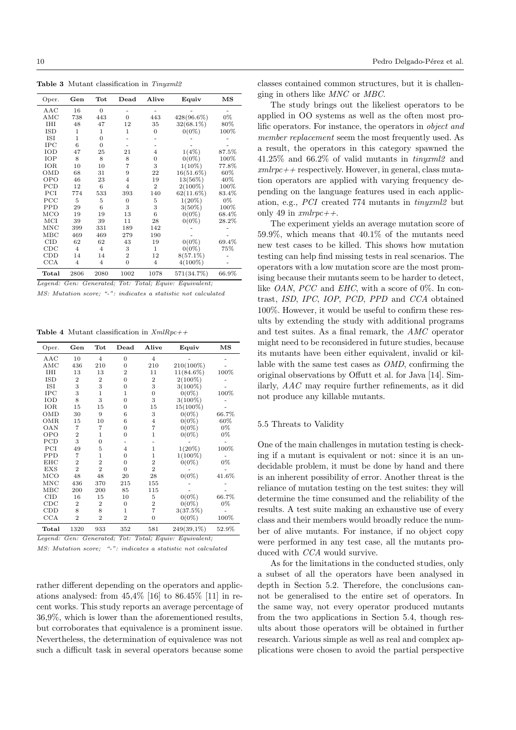**Table 3** Mutant classification in *Tinyxml2*

| Oper. | Gen | Tot | Dead | Alive | Equiv | MS |
|---|---|---|---|---|---|---|
| AAC | 16 | 0 | - | - | - | - |
| AMC | 738 | 443 | 0 | 443 | 428(96.6%) | 0% |
| IHI | 48 | 47 | 12 | 35 | 32(68.1%) | 80% |
| ISD | 1 | 1 | 1 | 0 | 0(0%) | 100% |
| ISI | 1 | 0 | - | - | - | - |
| IPC | 6 | 0 | - | - | - | - |
| IOD | 47 | 25 | 21 | 4 | 1(4%) | 87.5% |
| IOP | 8 | 8 | 8 | 0 | 0(0%) | 100% |
| IOR | 10 | 10 | 7 | 3 | 1(10%) | 77.8% |
| OMD | 68 | 31 | 9 | 22 | 16(51.6%) | 60% |
| OPO | 46 | 23 | 4 | 19 | 13(56%) | 40% |
| PCD | 12 | 6 | 4 | 2 | 2(100%) | 100% |
| PCI | 774 | 533 | 393 | 140 | 62(11.6%) | 83.4% |
| PCC | 5 | 5 | 0 | 5 | 1(20%) | 0% |
| PPD | 29 | 6 | 3 | 3 | 3(50%) | 100% |
| MCO | 19 | 19 | 13 | 6 | 0(0%) | 68.4% |
| MCI | 39 | 39 | 11 | 28 | 0(0%) | 28.2% |
| MNC | 399 | 331 | 189 | 142 | - | - |
| MBC | 469 | 469 | 279 | 190 | - | - |
| CID | 62 | 62 | 43 | 19 | 0(0%) | 69.4% |
| CDC | 4 | 4 | 3 | 1 | 0(0%) | 75% |
| CDD | 14 | 14 | 2 | 12 | 8(57.1%) | - |
| CCA | 4 | 4 | 0 | 4 | 4(100%) | - |
| **Total** | 2806 | 2080 | 1002 | 1078 | 571(34.7%) | 66.9% |

*Legend: Gen: Generated; Tot: Total; Equiv: Equivalent; MS: Mutation score; "-": indicates a statistic not calculated*

**Table 4** Mutant classification in *XmlRpc++*

| Oper. | Gen | Tot | Dead | Alive | Equiv | MS |
|---|---|---|---|---|---|---|
| AAC | 10 | 4 | 0 | 4 | - | - |
| AMC | 436 | 210 | 0 | 210 | 210(100%) | - |
| IHI | 13 | 13 | 2 | 11 | 11(84.6%) | 100% |
| ISD | 2 | 2 | 0 | 2 | 2(100%) | - |
| ISI | 3 | 3 | 0 | 3 | 3(100%) | - |
| IPC | 3 | 1 | 1 | 0 | 0(0%) | 100% |
| IOD | 8 | 3 | 0 | 3 | 3(100%) | - |
| IOR | 15 | 15 | 0 | 15 | 15(100%) | - |
| OMD | 30 | 9 | 6 | 3 | 0(0%) | 66.7% |
| OMR | 15 | 10 | 6 | 4 | 0(0%) | 60% |
| OAN | 7 | 7 | 0 | 7 | 0(0%) | 0% |
| OPO | 2 | 1 | 0 | 1 | 0(0%) | 0% |
| PCD | 3 | 0 | - | - | - | - |
| PCI | 49 | 5 | 4 | 1 | 1(20%) | 100% |
| PPD | 7 | 1 | 0 | 1 | 1(100%) | - |
| EHC | 2 | 2 | 0 | 2 | 0(0%) | 0% |
| EXS | 2 | 2 | 0 | 2 | - | - |
| MCO | 48 | 48 | 20 | 28 | 0(0%) | 41.6% |
| MNC | 436 | 370 | 215 | 155 | - | - |
| MBC | 200 | 200 | 85 | 115 | - | - |
| CID | 16 | 15 | 10 | 5 | 0(0%) | 66.7% |
| CDC | 2 | 2 | 0 | 2 | 0(0%) | 0% |
| CDD | 8 | 8 | 1 | 7 | 3(37.5%) | - |
| CCA | 2 | 2 | 2 | 0 | 0(0%) | 100% |
| **Total** | 1320 | 933 | 352 | 581 | 249(39,1%) | 52.9% |

*Legend: Gen: Generated; Tot: Total; Equiv: Equivalent; MS: Mutation score; "-": indicates a statistic not calculated*

rather different depending on the operators and applications analysed: from 45,4% [16] to 86.45% [11] in recent works. This study reports an average percentage of 36,9%, which is lower than the aforementioned results, but corroborates that equivalence is a prominent issue. Nevertheless, the determination of equivalence was not such a difficult task in several operators because some classes contained common structures, but it is challenging in others like *MNC* or *MBC*.

The study brings out the likeliest operators to be applied in OO systems as well as the often most prolific operators. For instance, the operators in *object and member replacement* seem the most frequently used. As a result, the operators in this category spawned the 41.25% and 66.2% of valid mutants in *tinyxml2* and *xmlrpc++* respectively. However, in general, class mutation operators are applied with varying frequency depending on the language features used in each application, e.g., *PCI* created 774 mutants in *tinyxml2* but only 49 in *xmlrpc++*.

The experiment yields an average mutation score of 59.9%, which means that 40.1% of the mutants need new test cases to be killed. This shows how mutation testing can help find missing tests in real scenarios. The operators with a low mutation score are the most promising because their mutants seem to be harder to detect, like *OAN*, *PCC* and *EHC*, with a score of 0%. In contrast, *ISD*, *IPC*, *IOP*, *PCD*, *PPD* and *CCA* obtained 100%. However, it would be useful to confirm these results by extending the study with additional programs and test suites. As a final remark, the *AMC* operator might need to be reconsidered in future studies, because its mutants have been either equivalent, invalid or killable with the same test cases as *OMD*, confirming the original observations by Offutt et al. for Java [14]. Similarly, *AAC* may require further refinements, as it did not produce any killable mutants.

### 5.5 Threats to Validity

One of the main challenges in mutation testing is checking if a mutant is equivalent or not: since it is an undecidable problem, it must be done by hand and there is an inherent possibility of error. Another threat is the reliance of mutation testing on the test suites: they will determine the time consumed and the reliability of the results. A test suite making an exhaustive use of every class and their members would broadly reduce the number of alive mutants. For instance, if no object copy were performed in any test case, all the mutants produced with *CCA* would survive.

As for the limitations in the conducted studies, only a subset of all the operators have been analysed in depth in Section 5.2. Therefore, the conclusions cannot be generalised to the entire set of operators. In the same way, not every operator produced mutants from the two applications in Section 5.4, though results about those operators will be obtained in further research. Various simple as well as real and complex applications were chosen to avoid the partial perspective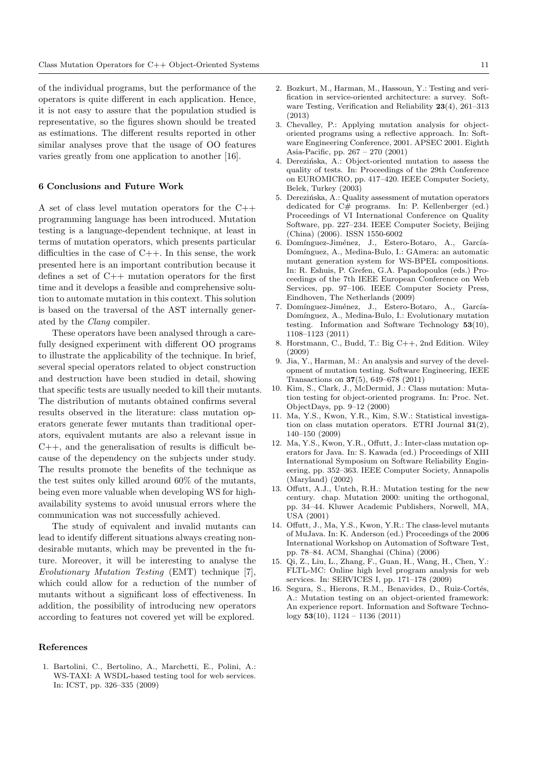of the individual programs, but the performance of the operators is quite different in each application. Hence, it is not easy to assure that the population studied is representative, so the figures shown should be treated as estimations. The different results reported in other similar analyses prove that the usage of OO features varies greatly from one application to another [16].

## 6 Conclusions and Future Work

A set of class level mutation operators for the C++ programming language has been introduced. Mutation testing is a language-dependent technique, at least in terms of mutation operators, which presents particular difficulties in the case of C++. In this sense, the work presented here is an important contribution because it defines a set of C++ mutation operators for the first time and it develops a feasible and comprehensive solution to automate mutation in this context. This solution is based on the traversal of the AST internally generated by the *Clang* compiler.

These operators have been analysed through a carefully designed experiment with different OO programs to illustrate the applicability of the technique. In brief, several special operators related to object construction and destruction have been studied in detail, showing that specific tests are usually needed to kill their mutants. The distribution of mutants obtained confirms several results observed in the literature: class mutation operators generate fewer mutants than traditional operators, equivalent mutants are also a relevant issue in C++, and the generalisation of results is difficult because of the dependency on the subjects under study. The results promote the benefits of the technique as the test suites only killed around 60% of the mutants, being even more valuable when developing WS for high-availability systems to avoid unusual errors where the communication was not successfully achieved.

The study of equivalent and invalid mutants can lead to identify different situations always creating non-desirable mutants, which may be prevented in the future. Moreover, it will be interesting to analyse the *Evolutionary Mutation Testing* (EMT) technique [7], which could allow for a reduction of the number of mutants without a significant loss of effectiveness. In addition, the possibility of introducing new operators according to features not covered yet will be explored.

## References

1. Bartolini, C., Bertolino, A., Marchetti, E., Polini, A.: WS-TAXI: A WSDL-based testing tool for web services. In: ICST, pp. 326–335 (2009)
2. Bozkurt, M., Harman, M., Hassoun, Y.: Testing and verification in service-oriented architecture: a survey. Software Testing, Verification and Reliability **23**(4), 261–313 (2013)
3. Chevalley, P.: Applying mutation analysis for object-oriented programs using a reflective approach. In: Software Engineering Conference, 2001. APSEC 2001. Eighth Asia-Pacific, pp. 267 – 270 (2001)
4. Derezińska, A.: Object-oriented mutation to assess the quality of tests. In: Proceedings of the 29th Conference on EUROMICRO, pp. 417–420. IEEE Computer Society, Belek, Turkey (2003)
5. Derezińska, A.: Quality assessment of mutation operators dedicated for C# programs. In: P. Kellenberger (ed.) Proceedings of VI International Conference on Quality Software, pp. 227–234. IEEE Computer Society, Beijing (China) (2006). ISSN 1550-6002
6. Domínguez-Jiménez, J., Estero-Botaro, A., García-Domínguez, A., Medina-Bulo, I.: GAmera: an automatic mutant generation system for WS-BPEL compositions. In: R. Eshuis, P. Grefen, G.A. Papadopoulos (eds.) Proceedings of the 7th IEEE European Conference on Web Services, pp. 97–106. IEEE Computer Society Press, Eindhoven, The Netherlands (2009)
7. Domínguez-Jiménez, J., Estero-Botaro, A., García-Domínguez, A., Medina-Bulo, I.: Evolutionary mutation testing. Information and Software Technology **53**(10), 1108–1123 (2011)
8. Horstmann, C., Budd, T.: Big C++, 2nd Edition. Wiley (2009)
9. Jia, Y., Harman, M.: An analysis and survey of the development of mutation testing. Software Engineering, IEEE Transactions on **37**(5), 649–678 (2011)
10. Kim, S., Clark, J., McDermid, J.: Class mutation: Mutation testing for object-oriented programs. In: Proc. Net. ObjectDays, pp. 9–12 (2000)
11. Ma, Y.S., Kwon, Y.R., Kim, S.W.: Statistical investigation on class mutation operators. ETRI Journal **31**(2), 140–150 (2009)
12. Ma, Y.S., Kwon, Y.R., Offutt, J.: Inter-class mutation operators for Java. In: S. Kawada (ed.) Proceedings of XIII International Symposium on Software Reliability Engineering, pp. 352–363. IEEE Computer Society, Annapolis (Maryland) (2002)
13. Offutt, A.J., Untch, R.H.: Mutation testing for the new century. chap. Mutation 2000: uniting the orthogonal, pp. 34–44. Kluwer Academic Publishers, Norwell, MA, USA (2001)
14. Offutt, J., Ma, Y.S., Kwon, Y.R.: The class-level mutants of MuJava. In: K. Anderson (ed.) Proceedings of the 2006 International Workshop on Automation of Software Test, pp. 78–84. ACM, Shanghai (China) (2006)
15. Qi, Z., Liu, L., Zhang, F., Guan, H., Wang, H., Chen, Y.: FLTL-MC: Online high level program analysis for web services. In: SERVICES I, pp. 171–178 (2009)
16. Segura, S., Hierons, R.M., Benavides, D., Ruiz-Cortés, A.: Mutation testing on an object-oriented framework: An experience report. Information and Software Technology **53**(10), 1124 – 1136 (2011)